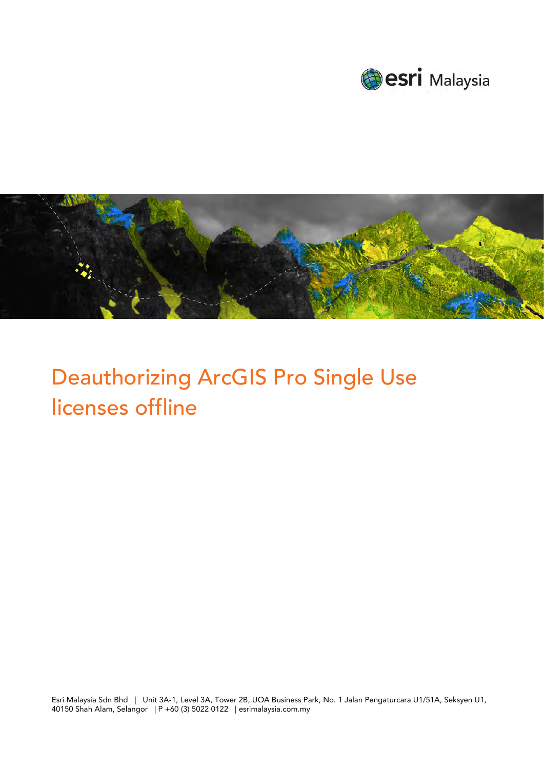# Deauthorizing ArcGIS Pro Single Use licenses offline

Esri Malaysia Sdn Bhd | Unit 3A-1, Level 3A, Tower 2B, UOA Business Park, No. 1 Jalan Pengaturcara U1/51A, Seksyen U1, 40150 Shah Alam, Selangor | P +60 (3) 5022 0122 | esrimalaysia.com.my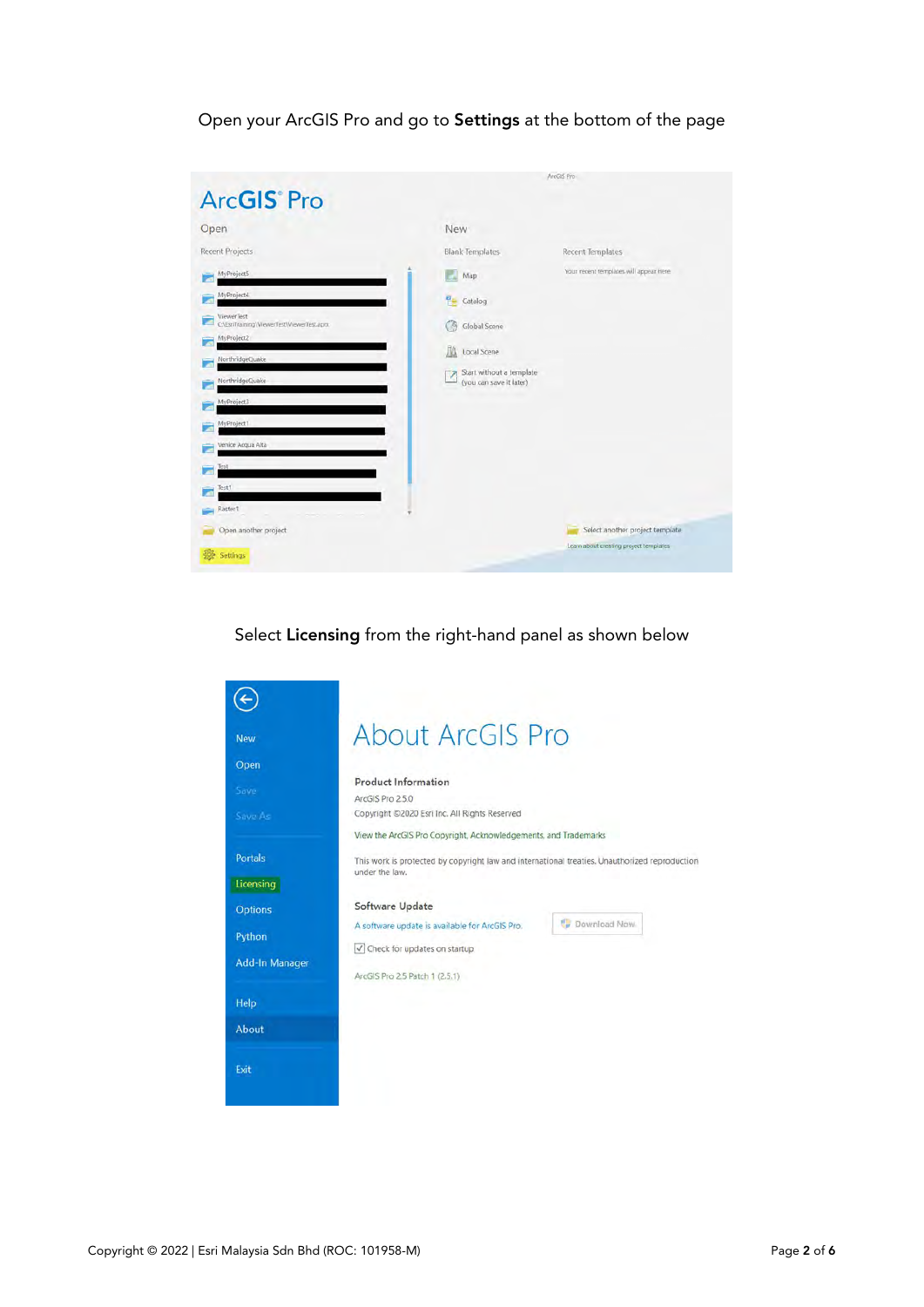Open your ArcGIS Pro and go to **Settings** at the bottom of the page

Select **Licensing** from the right-hand panel as shown below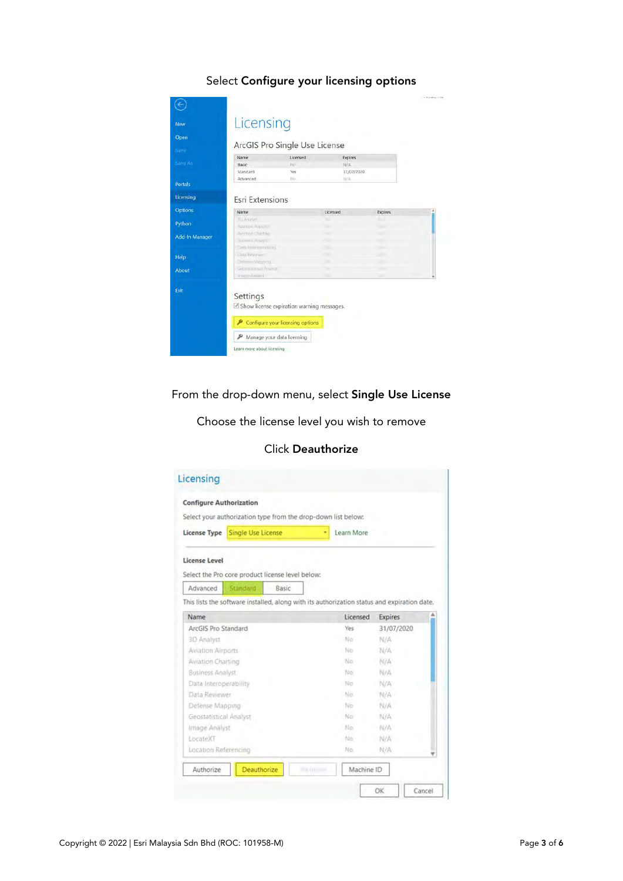Select **Configure your licensing options**

From the drop-down menu, select **Single Use License**

Choose the license level you wish to remove

Click **Deauthorize**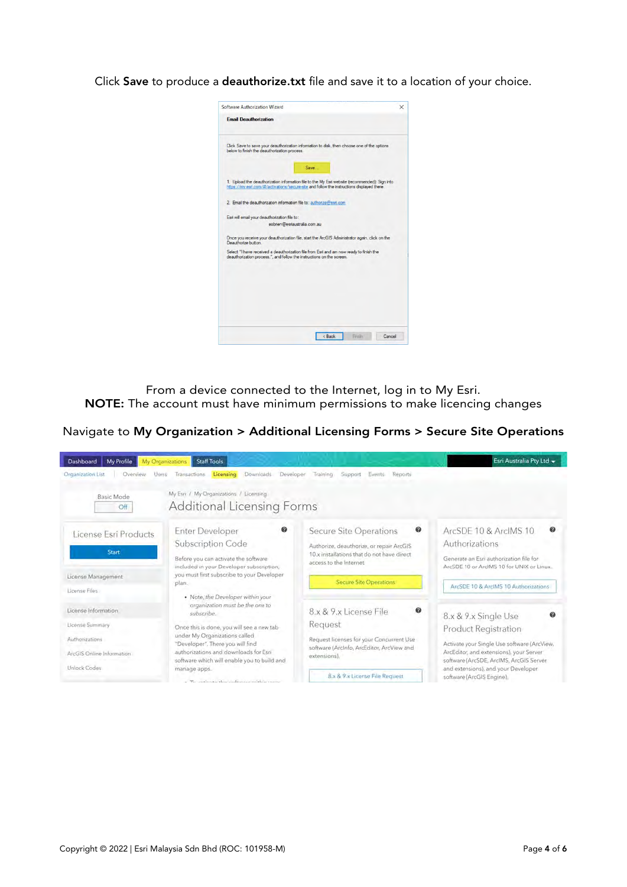Click **Save** to produce a **deauthorize.txt** file and save it to a location of your choice.

From a device connected to the Internet, log in to My Esri.
**NOTE:** The account must have minimum permissions to make licencing changes

Navigate to **My Organization > Additional Licensing Forms > Secure Site Operations**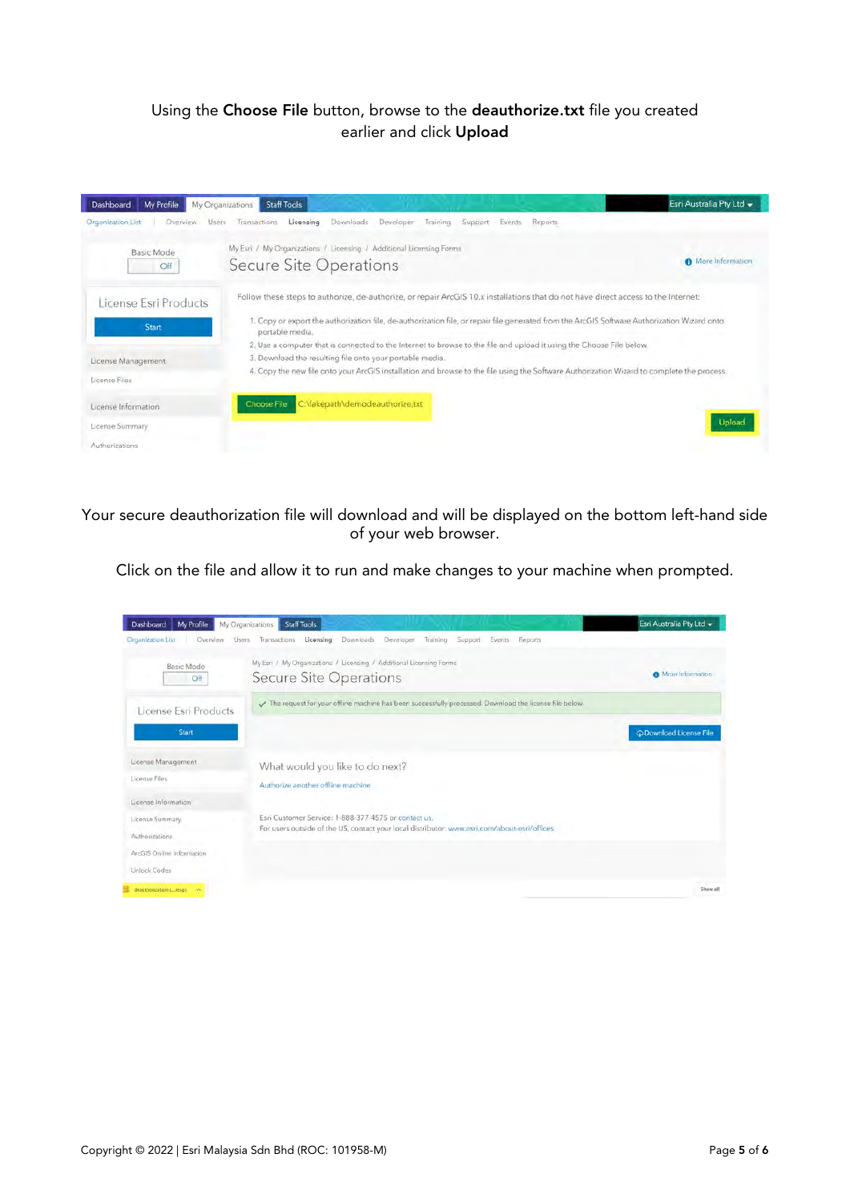Using the **Choose File** button, browse to the **deauthorize.txt** file you created earlier and click **Upload**

Your secure deauthorization file will download and will be displayed on the bottom left-hand side of your web browser.

Click on the file and allow it to run and make changes to your machine when prompted.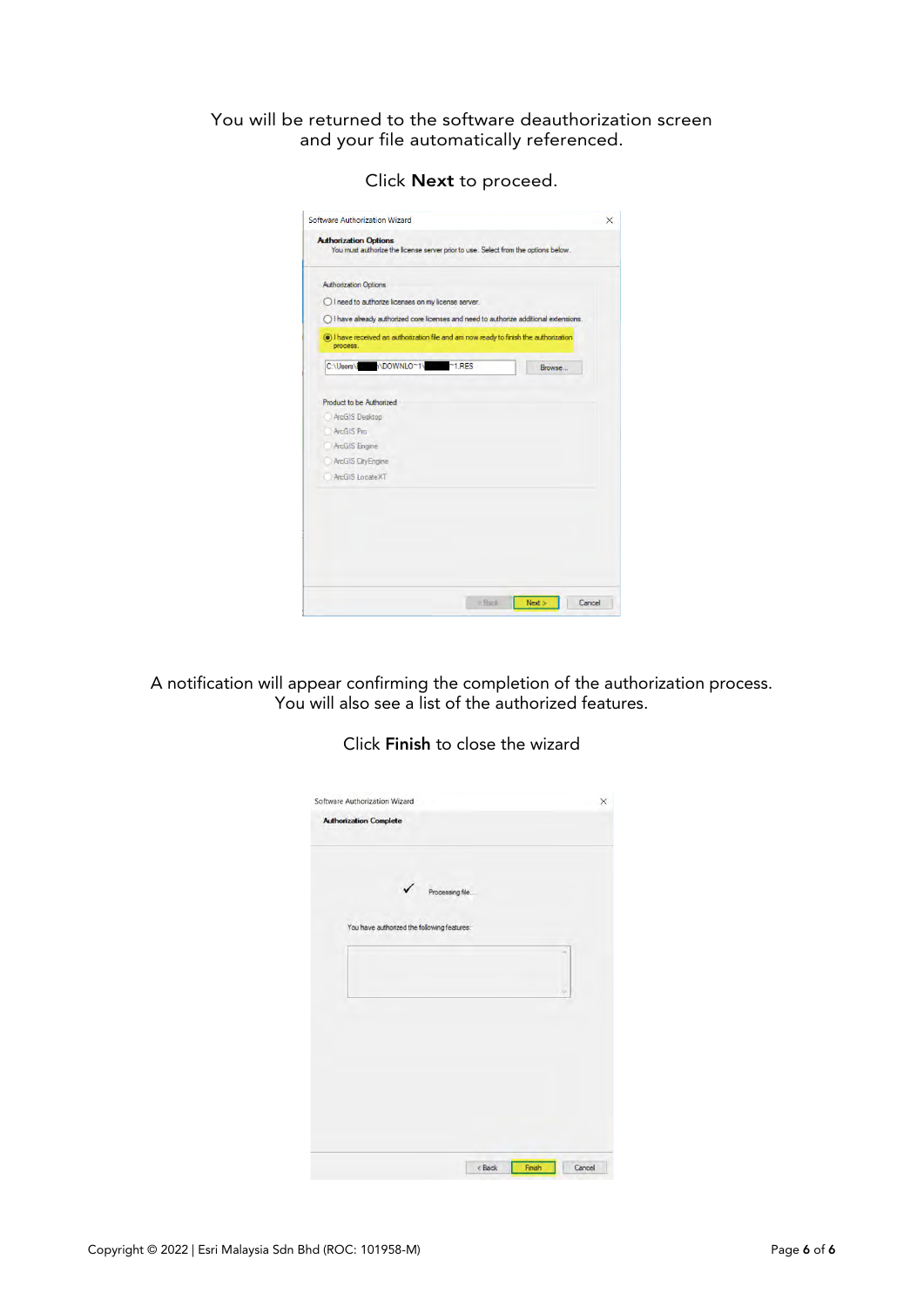You will be returned to the software deauthorization screen and your file automatically referenced.

Click **Next** to proceed.

A notification will appear confirming the completion of the authorization process. You will also see a list of the authorized features.

Click **Finish** to close the wizard

Copyright © 2022 | Esri Malaysia Sdn Bhd (ROC: 101958-M)